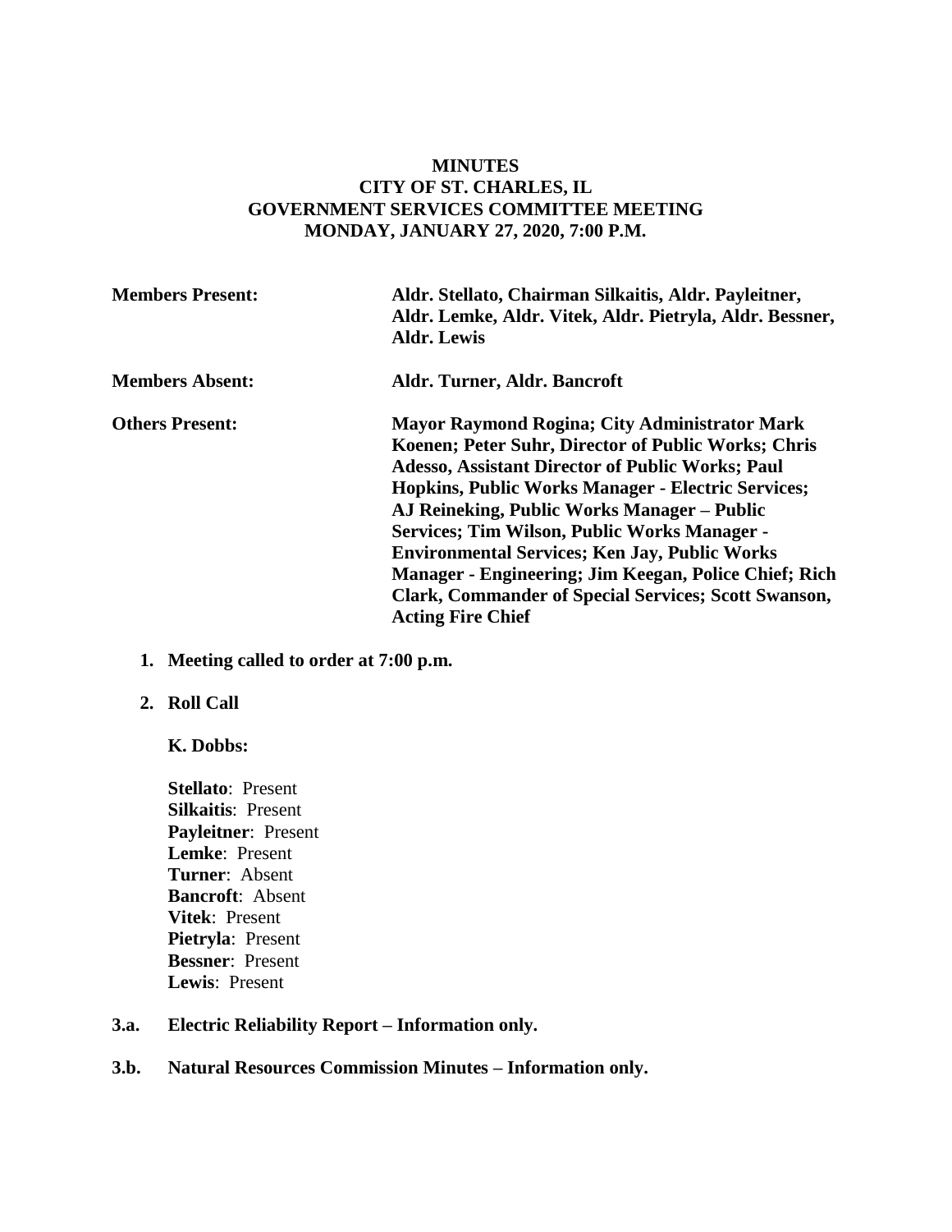**MINUTES**
**CITY OF ST. CHARLES, IL**
**GOVERNMENT SERVICES COMMITTEE MEETING**
**MONDAY, JANUARY 27, 2020, 7:00 P.M.**

**Members Present:** **Aldr. Stellato, Chairman Silkaitis, Aldr. Payleitner, Aldr. Lemke, Aldr. Vitek, Aldr. Pietryla, Aldr. Bessner, Aldr. Lewis**

**Members Absent:** **Aldr. Turner, Aldr. Bancroft**

**Others Present:** **Mayor Raymond Rogina; City Administrator Mark Koenen; Peter Suhr, Director of Public Works; Chris Adesso, Assistant Director of Public Works; Paul Hopkins, Public Works Manager - Electric Services; AJ Reineking, Public Works Manager – Public Services; Tim Wilson, Public Works Manager - Environmental Services; Ken Jay, Public Works Manager - Engineering; Jim Keegan, Police Chief; Rich Clark, Commander of Special Services; Scott Swanson, Acting Fire Chief**

1. **Meeting called to order at 7:00 p.m.**

2. **Roll Call**

   **K. Dobbs:**

   **Stellato**: Present
   **Silkaitis**: Present
   **Payleitner**: Present
   **Lemke**: Present
   **Turner**: Absent
   **Bancroft**: Absent
   **Vitek**: Present
   **Pietryla**: Present
   **Bessner**: Present
   **Lewis**: Present

**3.a. Electric Reliability Report – Information only.**

**3.b. Natural Resources Commission Minutes – Information only.**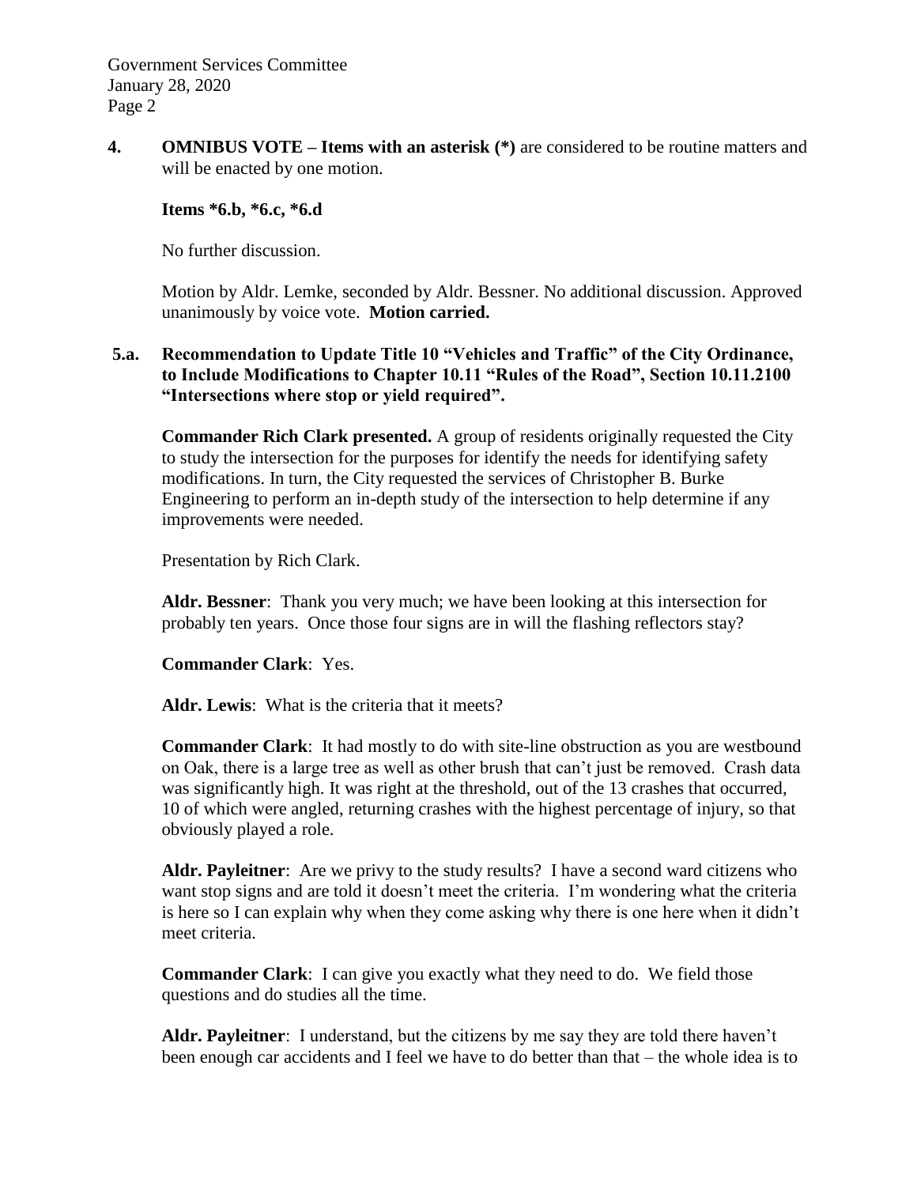**4. OMNIBUS VOTE – Items with an asterisk (*)** are considered to be routine matters and will be enacted by one motion.

**Items *6.b, *6.c, *6.d**

No further discussion.

Motion by Aldr. Lemke, seconded by Aldr. Bessner. No additional discussion. Approved unanimously by voice vote. **Motion carried.**

**5.a. Recommendation to Update Title 10 "Vehicles and Traffic" of the City Ordinance, to Include Modifications to Chapter 10.11 "Rules of the Road", Section 10.11.2100 "Intersections where stop or yield required".**

**Commander Rich Clark presented.** A group of residents originally requested the City to study the intersection for the purposes for identify the needs for identifying safety modifications. In turn, the City requested the services of Christopher B. Burke Engineering to perform an in-depth study of the intersection to help determine if any improvements were needed.

Presentation by Rich Clark.

**Aldr. Bessner**: Thank you very much; we have been looking at this intersection for probably ten years. Once those four signs are in will the flashing reflectors stay?

**Commander Clark**: Yes.

**Aldr. Lewis**: What is the criteria that it meets?

**Commander Clark**: It had mostly to do with site-line obstruction as you are westbound on Oak, there is a large tree as well as other brush that can't just be removed. Crash data was significantly high. It was right at the threshold, out of the 13 crashes that occurred, 10 of which were angled, returning crashes with the highest percentage of injury, so that obviously played a role.

**Aldr. Payleitner**: Are we privy to the study results? I have a second ward citizens who want stop signs and are told it doesn't meet the criteria. I'm wondering what the criteria is here so I can explain why when they come asking why there is one here when it didn't meet criteria.

**Commander Clark**: I can give you exactly what they need to do. We field those questions and do studies all the time.

**Aldr. Payleitner**: I understand, but the citizens by me say they are told there haven't been enough car accidents and I feel we have to do better than that – the whole idea is to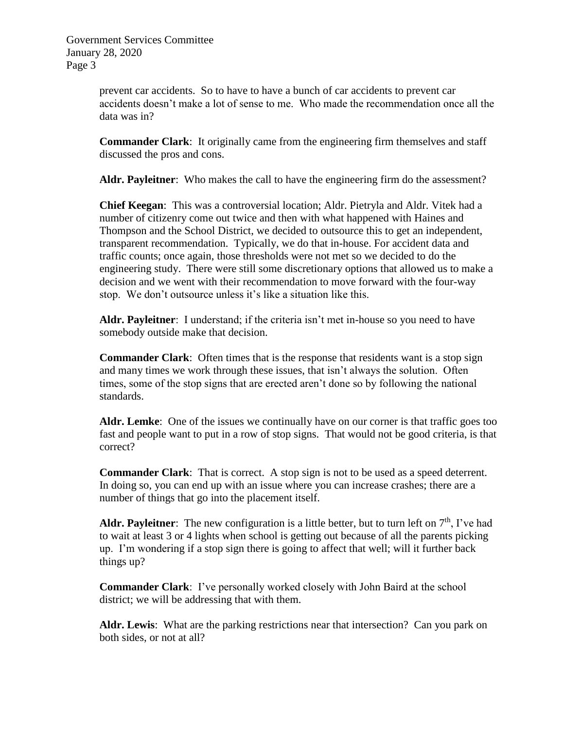prevent car accidents. So to have to have a bunch of car accidents to prevent car accidents doesn't make a lot of sense to me. Who made the recommendation once all the data was in?

**Commander Clark**: It originally came from the engineering firm themselves and staff discussed the pros and cons.

**Aldr. Payleitner**: Who makes the call to have the engineering firm do the assessment?

**Chief Keegan**: This was a controversial location; Aldr. Pietryla and Aldr. Vitek had a number of citizenry come out twice and then with what happened with Haines and Thompson and the School District, we decided to outsource this to get an independent, transparent recommendation. Typically, we do that in-house. For accident data and traffic counts; once again, those thresholds were not met so we decided to do the engineering study. There were still some discretionary options that allowed us to make a decision and we went with their recommendation to move forward with the four-way stop. We don't outsource unless it's like a situation like this.

**Aldr. Payleitner**: I understand; if the criteria isn't met in-house so you need to have somebody outside make that decision.

**Commander Clark**: Often times that is the response that residents want is a stop sign and many times we work through these issues, that isn't always the solution. Often times, some of the stop signs that are erected aren't done so by following the national standards.

**Aldr. Lemke**: One of the issues we continually have on our corner is that traffic goes too fast and people want to put in a row of stop signs. That would not be good criteria, is that correct?

**Commander Clark**: That is correct. A stop sign is not to be used as a speed deterrent. In doing so, you can end up with an issue where you can increase crashes; there are a number of things that go into the placement itself.

**Aldr. Payleitner**: The new configuration is a little better, but to turn left on 7th, I've had to wait at least 3 or 4 lights when school is getting out because of all the parents picking up. I'm wondering if a stop sign there is going to affect that well; will it further back things up?

**Commander Clark**: I've personally worked closely with John Baird at the school district; we will be addressing that with them.

**Aldr. Lewis**: What are the parking restrictions near that intersection? Can you park on both sides, or not at all?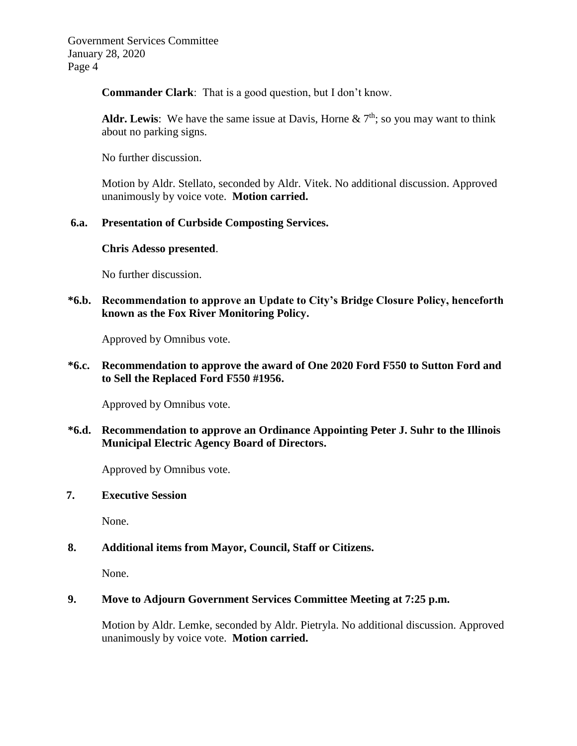**Commander Clark**: That is a good question, but I don't know.

**Aldr. Lewis**: We have the same issue at Davis, Horne & 7th; so you may want to think about no parking signs.

No further discussion.

Motion by Aldr. Stellato, seconded by Aldr. Vitek. No additional discussion. Approved unanimously by voice vote. **Motion carried.**

**6.a. Presentation of Curbside Composting Services.**

**Chris Adesso presented**.

No further discussion.

**\*6.b. Recommendation to approve an Update to City's Bridge Closure Policy, henceforth known as the Fox River Monitoring Policy.**

Approved by Omnibus vote.

**\*6.c. Recommendation to approve the award of One 2020 Ford F550 to Sutton Ford and to Sell the Replaced Ford F550 #1956.**

Approved by Omnibus vote.

**\*6.d. Recommendation to approve an Ordinance Appointing Peter J. Suhr to the Illinois Municipal Electric Agency Board of Directors.**

Approved by Omnibus vote.

**7. Executive Session**

None.

**8. Additional items from Mayor, Council, Staff or Citizens.**

None.

**9. Move to Adjourn Government Services Committee Meeting at 7:25 p.m.**

Motion by Aldr. Lemke, seconded by Aldr. Pietryla. No additional discussion. Approved unanimously by voice vote. **Motion carried.**